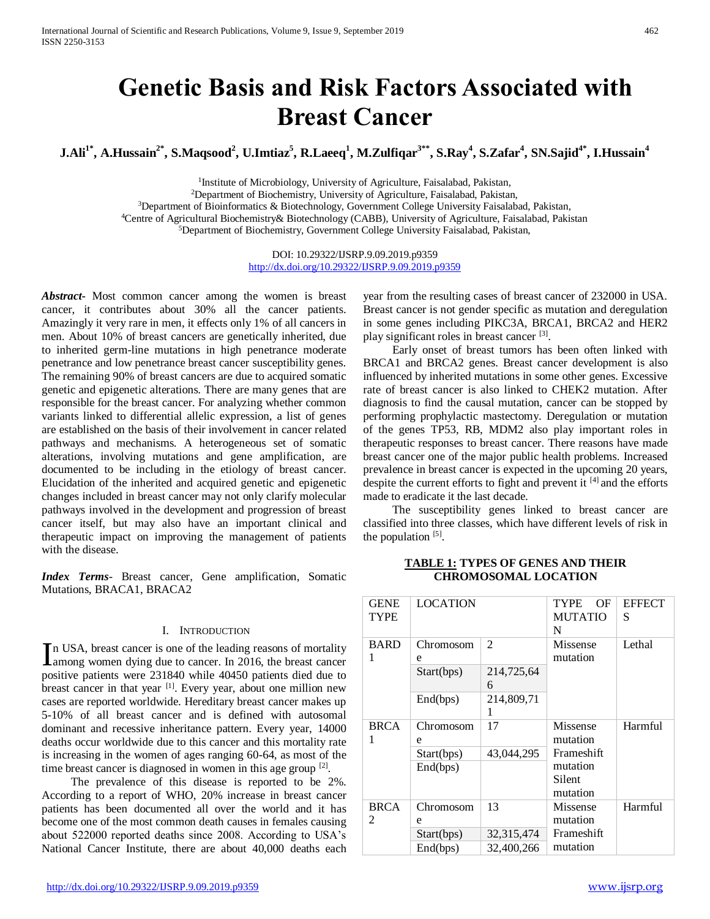# Genetic Basis and Risk Factors Associated with Breast Cancer

**J.Ali[1*], A.Hussain[2*], S.Maqsood[2], U.Imtiaz[5], R.Laeeq[1], M.Zulfiqar[3**], S.Ray[4], S.Zafar[4], SN.Sajid[4*], I.Hussain[4]**

[1]Institute of Microbiology, University of Agriculture, Faisalabad, Pakistan,
[2]Department of Biochemistry, University of Agriculture, Faisalabad, Pakistan,
[3]Department of Bioinformatics & Biotechnology, Government College University Faisalabad, Pakistan,
[4]Centre of Agricultural Biochemistry& Biotechnology (CABB), University of Agriculture, Faisalabad, Pakistan
[5]Department of Biochemistry, Government College University Faisalabad, Pakistan,

DOI: 10.29322/IJSRP.9.09.2019.p9359
http://dx.doi.org/10.29322/IJSRP.9.09.2019.p9359

***Abstract-*** Most common cancer among the women is breast cancer, it contributes about 30% all the cancer patients. Amazingly it very rare in men, it effects only 1% of all cancers in men. About 10% of breast cancers are genetically inherited, due to inherited germ-line mutations in high penetrance moderate penetrance and low penetrance breast cancer susceptibility genes. The remaining 90% of breast cancers are due to acquired somatic genetic and epigenetic alterations. There are many genes that are responsible for the breast cancer. For analyzing whether common variants linked to differential allelic expression, a list of genes are established on the basis of their involvement in cancer related pathways and mechanisms. A heterogeneous set of somatic alterations, involving mutations and gene amplification, are documented to be including in the etiology of breast cancer. Elucidation of the inherited and acquired genetic and epigenetic changes included in breast cancer may not only clarify molecular pathways involved in the development and progression of breast cancer itself, but may also have an important clinical and therapeutic impact on improving the management of patients with the disease.

***Index Terms-*** Breast cancer, Gene amplification, Somatic Mutations, BRACA1, BRACA2

## I. Introduction

In USA, breast cancer is one of the leading reasons of mortality among women dying due to cancer. In 2016, the breast cancer positive patients were 231840 while 40450 patients died due to breast cancer in that year [1]. Every year, about one million new cases are reported worldwide. Hereditary breast cancer makes up 5-10% of all breast cancer and is defined with autosomal dominant and recessive inheritance pattern. Every year, 14000 deaths occur worldwide due to this cancer and this mortality rate is increasing in the women of ages ranging 60-64, as most of the time breast cancer is diagnosed in women in this age group [2].

The prevalence of this disease is reported to be 2%. According to a report of WHO, 20% increase in breast cancer patients has been documented all over the world and it has become one of the most common death causes in females causing about 522000 reported deaths since 2008. According to USA's National Cancer Institute, there are about 40,000 deaths each year from the resulting cases of breast cancer of 232000 in USA. Breast cancer is not gender specific as mutation and deregulation in some genes including PIKC3A, BRCA1, BRCA2 and HER2 play significant roles in breast cancer [3].

Early onset of breast tumors has been often linked with BRCA1 and BRCA2 genes. Breast cancer development is also influenced by inherited mutations in some other genes. Excessive rate of breast cancer is also linked to CHEK2 mutation. After diagnosis to find the causal mutation, cancer can be stopped by performing prophylactic mastectomy. Deregulation or mutation of the genes TP53, RB, MDM2 also play important roles in therapeutic responses to breast cancer. There reasons have made breast cancer one of the major public health problems. Increased prevalence in breast cancer is expected in the upcoming 20 years, despite the current efforts to fight and prevent it [4] and the efforts made to eradicate it the last decade.

The susceptibility genes linked to breast cancer are classified into three classes, which have different levels of risk in the population [5].

**TABLE 1: TYPES OF GENES AND THEIR CHROMOSOMAL LOCATION**

| GENE TYPE | LOCATION | | TYPE OF MUTATION | EFFECTS |
|---|---|---|---|---|
| BARD 1 | Chromosome | 2 | Missense mutation | Lethal |
| | Start(bps) | 214,725,646 | | |
| | End(bps) | 214,809,711 | | |
| BRCA 1 | Chromosome | 17 | Missense mutation Frameshift mutation Silent mutation | Harmful |
| | Start(bps) | 43,044,295 | | |
| | End(bps) | | | |
| BRCA 2 | Chromosome | 13 | Missense mutation Frameshift mutation | Harmful |
| | Start(bps) | 32,315,474 | | |
| | End(bps) | 32,400,266 | | |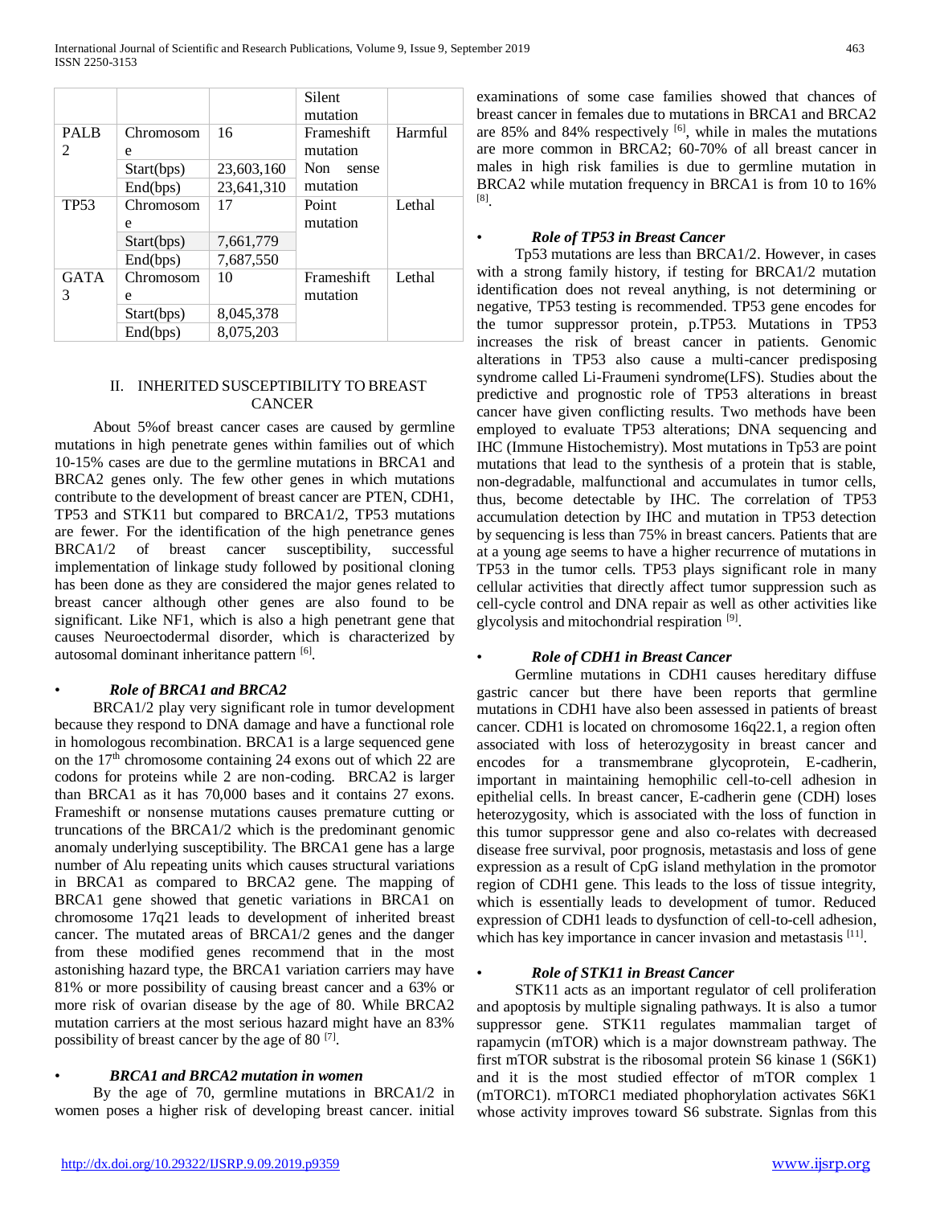| | | | Silent mutation | |
|---|---|---|---|---|
| PALB 2 | Chromosome | 16 | Frameshift mutation Non sense mutation | Harmful |
| | Start(bps) | 23,603,160 | | |
| | End(bps) | 23,641,310 | | |
| TP53 | Chromosome | 17 | Point mutation | Lethal |
| | Start(bps) | 7,661,779 | | |
| | End(bps) | 7,687,550 | | |
| GATA 3 | Chromosome | 10 | Frameshift mutation | Lethal |
| | Start(bps) | 8,045,378 | | |
| | End(bps) | 8,075,203 | | |

## II. INHERITED SUSCEPTIBILITY TO BREAST CANCER

About 5%of breast cancer cases are caused by germline mutations in high penetrate genes within families out of which 10-15% cases are due to the germline mutations in BRCA1 and BRCA2 genes only. The few other genes in which mutations contribute to the development of breast cancer are PTEN, CDH1, TP53 and STK11 but compared to BRCA1/2, TP53 mutations are fewer. For the identification of the high penetrance genes BRCA1/2 of breast cancer susceptibility, successful implementation of linkage study followed by positional cloning has been done as they are considered the major genes related to breast cancer although other genes are also found to be significant. Like NF1, which is also a high penetrant gene that causes Neuroectodermal disorder, which is characterized by autosomal dominant inheritance pattern [6].

- ***Role of BRCA1 and BRCA2***

BRCA1/2 play very significant role in tumor development because they respond to DNA damage and have a functional role in homologous recombination. BRCA1 is a large sequenced gene on the 17th chromosome containing 24 exons out of which 22 are codons for proteins while 2 are non-coding. BRCA2 is larger than BRCA1 as it has 70,000 bases and it contains 27 exons. Frameshift or nonsense mutations causes premature cutting or truncations of the BRCA1/2 which is the predominant genomic anomaly underlying susceptibility. The BRCA1 gene has a large number of Alu repeating units which causes structural variations in BRCA1 as compared to BRCA2 gene. The mapping of BRCA1 gene showed that genetic variations in BRCA1 on chromosome 17q21 leads to development of inherited breast cancer. The mutated areas of BRCA1/2 genes and the danger from these modified genes recommend that in the most astonishing hazard type, the BRCA1 variation carriers may have 81% or more possibility of causing breast cancer and a 63% or more risk of ovarian disease by the age of 80. While BRCA2 mutation carriers at the most serious hazard might have an 83% possibility of breast cancer by the age of 80 [7].

- ***BRCA1 and BRCA2 mutation in women***

By the age of 70, germline mutations in BRCA1/2 in women poses a higher risk of developing breast cancer. initial examinations of some case families showed that chances of breast cancer in females due to mutations in BRCA1 and BRCA2 are 85% and 84% respectively [6], while in males the mutations are more common in BRCA2; 60-70% of all breast cancer in males in high risk families is due to germline mutation in BRCA2 while mutation frequency in BRCA1 is from 10 to 16% [8].

- ***Role of TP53 in Breast Cancer***

Tp53 mutations are less than BRCA1/2. However, in cases with a strong family history, if testing for BRCA1/2 mutation identification does not reveal anything, is not determining or negative, TP53 testing is recommended. TP53 gene encodes for the tumor suppressor protein, p.TP53. Mutations in TP53 increases the risk of breast cancer in patients. Genomic alterations in TP53 also cause a multi-cancer predisposing syndrome called Li-Fraumeni syndrome(LFS). Studies about the predictive and prognostic role of TP53 alterations in breast cancer have given conflicting results. Two methods have been employed to evaluate TP53 alterations; DNA sequencing and IHC (Immune Histochemistry). Most mutations in Tp53 are point mutations that lead to the synthesis of a protein that is stable, non-degradable, malfunctional and accumulates in tumor cells, thus, become detectable by IHC. The correlation of TP53 accumulation detection by IHC and mutation in TP53 detection by sequencing is less than 75% in breast cancers. Patients that are at a young age seems to have a higher recurrence of mutations in TP53 in the tumor cells. TP53 plays significant role in many cellular activities that directly affect tumor suppression such as cell-cycle control and DNA repair as well as other activities like glycolysis and mitochondrial respiration [9].

- ***Role of CDH1 in Breast Cancer***

Germline mutations in CDH1 causes hereditary diffuse gastric cancer but there have been reports that germline mutations in CDH1 have also been assessed in patients of breast cancer. CDH1 is located on chromosome 16q22.1, a region often associated with loss of heterozygosity in breast cancer and encodes for a transmembrane glycoprotein, E-cadherin, important in maintaining hemophilic cell-to-cell adhesion in epithelial cells. In breast cancer, E-cadherin gene (CDH) loses heterozygosity, which is associated with the loss of function in this tumor suppressor gene and also co-relates with decreased disease free survival, poor prognosis, metastasis and loss of gene expression as a result of CpG island methylation in the promotor region of CDH1 gene. This leads to the loss of tissue integrity, which is essentially leads to development of tumor. Reduced expression of CDH1 leads to dysfunction of cell-to-cell adhesion, which has key importance in cancer invasion and metastasis [11].

- ***Role of STK11 in Breast Cancer***

STK11 acts as an important regulator of cell proliferation and apoptosis by multiple signaling pathways. It is also a tumor suppressor gene. STK11 regulates mammalian target of rapamycin (mTOR) which is a major downstream pathway. The first mTOR substrat is the ribosomal protein S6 kinase 1 (S6K1) and it is the most studied effector of mTOR complex 1 (mTORC1). mTORC1 mediated phophorylation activates S6K1 whose activity improves toward S6 substrate. Signlas from this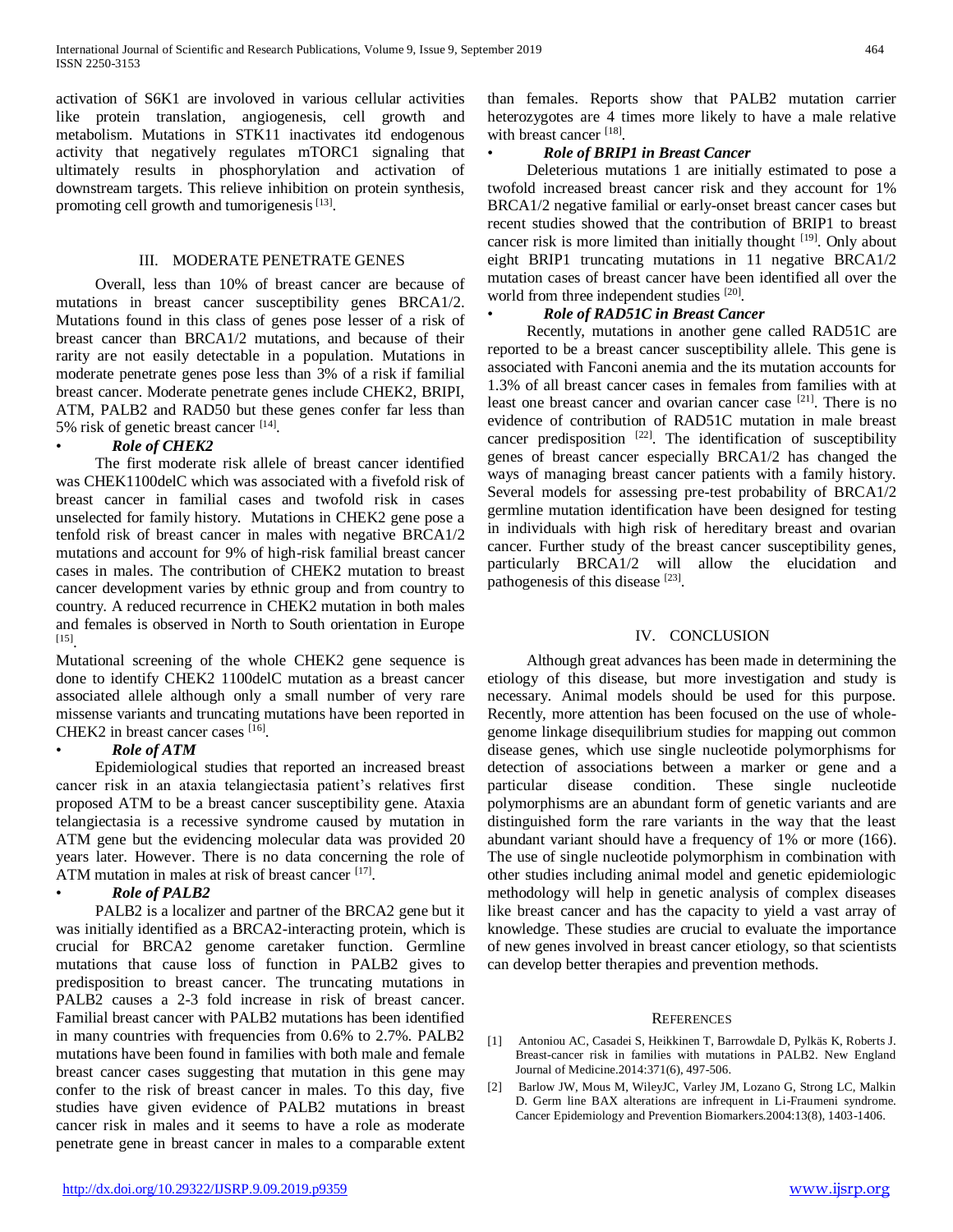activation of S6K1 are involoved in various cellular activities like protein translation, angiogenesis, cell growth and metabolism. Mutations in STK11 inactivates itd endogenous activity that negatively regulates mTORC1 signaling that ultimately results in phosphorylation and activation of downstream targets. This relieve inhibition on protein synthesis, promoting cell growth and tumorigenesis [13].

## III. Moderate Penetrate Genes

Overall, less than 10% of breast cancer are because of mutations in breast cancer susceptibility genes BRCA1/2. Mutations found in this class of genes pose lesser of a risk of breast cancer than BRCA1/2 mutations, and because of their rarity are not easily detectable in a population. Mutations in moderate penetrate genes pose less than 3% of a risk if familial breast cancer. Moderate penetrate genes include CHEK2, BRIPI, ATM, PALB2 and RAD50 but these genes confer far less than 5% risk of genetic breast cancer [14].

- ***Role of CHEK2***

The first moderate risk allele of breast cancer identified was CHEK1100delC which was associated with a fivefold risk of breast cancer in familial cases and twofold risk in cases unselected for family history. Mutations in CHEK2 gene pose a tenfold risk of breast cancer in males with negative BRCA1/2 mutations and account for 9% of high-risk familial breast cancer cases in males. The contribution of CHEK2 mutation to breast cancer development varies by ethnic group and from country to country. A reduced recurrence in CHEK2 mutation in both males and females is observed in North to South orientation in Europe [15].

Mutational screening of the whole CHEK2 gene sequence is done to identify CHEK2 1100delC mutation as a breast cancer associated allele although only a small number of very rare missense variants and truncating mutations have been reported in CHEK2 in breast cancer cases [16].

- ***Role of ATM***

Epidemiological studies that reported an increased breast cancer risk in an ataxia telangiectasia patient's relatives first proposed ATM to be a breast cancer susceptibility gene. Ataxia telangiectasia is a recessive syndrome caused by mutation in ATM gene but the evidencing molecular data was provided 20 years later. However. There is no data concerning the role of ATM mutation in males at risk of breast cancer [17].

- ***Role of PALB2***

PALB2 is a localizer and partner of the BRCA2 gene but it was initially identified as a BRCA2-interacting protein, which is crucial for BRCA2 genome caretaker function. Germline mutations that cause loss of function in PALB2 gives to predisposition to breast cancer. The truncating mutations in PALB2 causes a 2-3 fold increase in risk of breast cancer. Familial breast cancer with PALB2 mutations has been identified in many countries with frequencies from 0.6% to 2.7%. PALB2 mutations have been found in families with both male and female breast cancer cases suggesting that mutation in this gene may confer to the risk of breast cancer in males. To this day, five studies have given evidence of PALB2 mutations in breast cancer risk in males and it seems to have a role as moderate penetrate gene in breast cancer in males to a comparable extent than females. Reports show that PALB2 mutation carrier heterozygotes are 4 times more likely to have a male relative with breast cancer [18].

- ***Role of BRIP1 in Breast Cancer***

Deleterious mutations 1 are initially estimated to pose a twofold increased breast cancer risk and they account for 1% BRCA1/2 negative familial or early-onset breast cancer cases but recent studies showed that the contribution of BRIP1 to breast cancer risk is more limited than initially thought [19]. Only about eight BRIP1 truncating mutations in 11 negative BRCA1/2 mutation cases of breast cancer have been identified all over the world from three independent studies [20].

- ***Role of RAD51C in Breast Cancer***

Recently, mutations in another gene called RAD51C are reported to be a breast cancer susceptibility allele. This gene is associated with Fanconi anemia and the its mutation accounts for 1.3% of all breast cancer cases in females from families with at least one breast cancer and ovarian cancer case [21]. There is no evidence of contribution of RAD51C mutation in male breast cancer predisposition [22]. The identification of susceptibility genes of breast cancer especially BRCA1/2 has changed the ways of managing breast cancer patients with a family history. Several models for assessing pre-test probability of BRCA1/2 germline mutation identification have been designed for testing in individuals with high risk of hereditary breast and ovarian cancer. Further study of the breast cancer susceptibility genes, particularly BRCA1/2 will allow the elucidation and pathogenesis of this disease [23].

## IV. Conclusion

Although great advances has been made in determining the etiology of this disease, but more investigation and study is necessary. Animal models should be used for this purpose. Recently, more attention has been focused on the use of whole-genome linkage disequilibrium studies for mapping out common disease genes, which use single nucleotide polymorphisms for detection of associations between a marker or gene and a particular disease condition. These single nucleotide polymorphisms are an abundant form of genetic variants and are distinguished form the rare variants in the way that the least abundant variant should have a frequency of 1% or more (166). The use of single nucleotide polymorphism in combination with other studies including animal model and genetic epidemiologic methodology will help in genetic analysis of complex diseases like breast cancer and has the capacity to yield a vast array of knowledge. These studies are crucial to evaluate the importance of new genes involved in breast cancer etiology, so that scientists can develop better therapies and prevention methods.

## References

[1] Antoniou AC, Casadei S, Heikkinen T, Barrowdale D, Pylkäs K, Roberts J. Breast-cancer risk in families with mutations in PALB2. New England Journal of Medicine.2014:371(6), 497-506.

[2] Barlow JW, Mous M, WileyJC, Varley JM, Lozano G, Strong LC, Malkin D. Germ line BAX alterations are infrequent in Li-Fraumeni syndrome. Cancer Epidemiology and Prevention Biomarkers.2004:13(8), 1403-1406.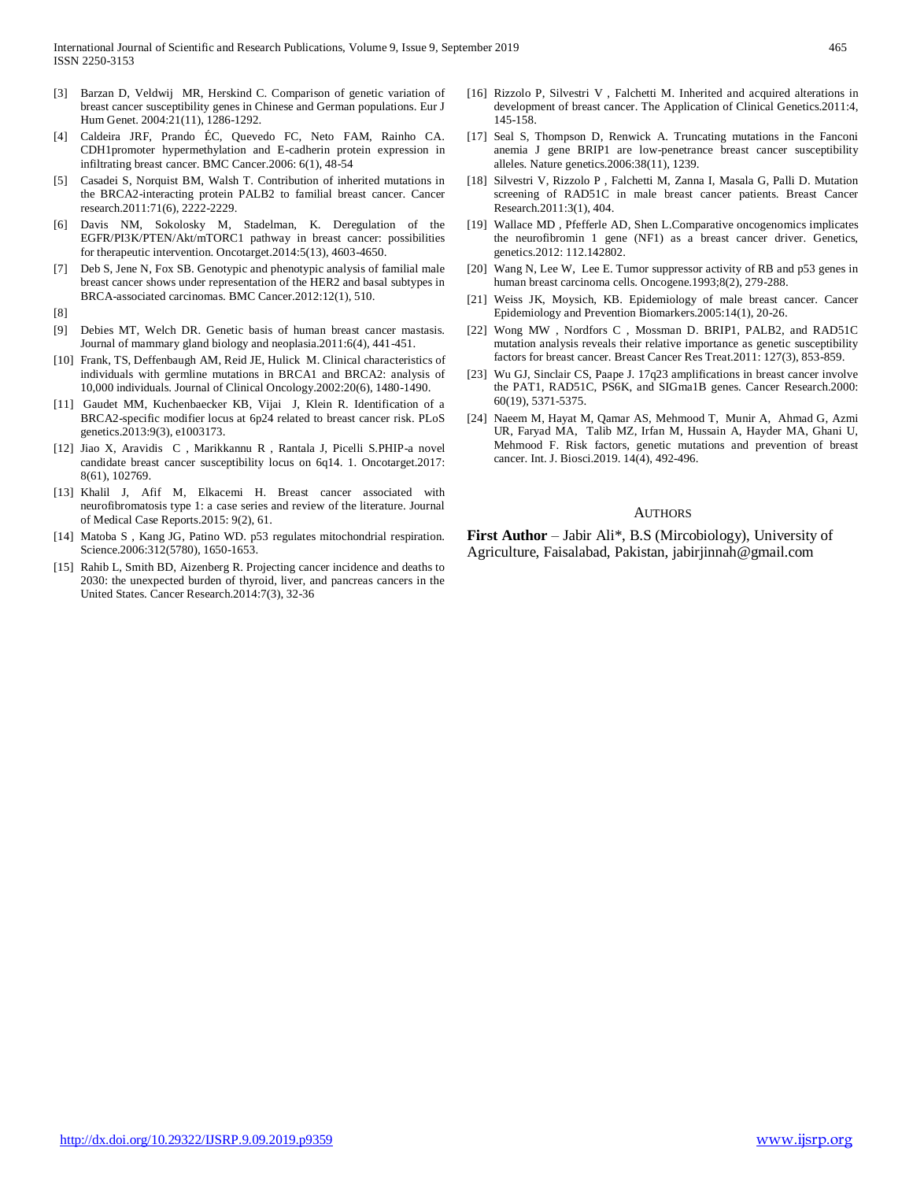[3] Barzan D, Veldwij MR, Herskind C. Comparison of genetic variation of breast cancer susceptibility genes in Chinese and German populations. Eur J Hum Genet. 2004:21(11), 1286-1292.

[4] Caldeira JRF, Prando ÉC, Quevedo FC, Neto FAM, Rainho CA. CDH1promoter hypermethylation and E-cadherin protein expression in infiltrating breast cancer. BMC Cancer.2006: 6(1), 48-54

[5] Casadei S, Norquist BM, Walsh T. Contribution of inherited mutations in the BRCA2-interacting protein PALB2 to familial breast cancer. Cancer research.2011:71(6), 2222-2229.

[6] Davis NM, Sokolosky M, Stadelman, K. Deregulation of the EGFR/PI3K/PTEN/Akt/mTORC1 pathway in breast cancer: possibilities for therapeutic intervention. Oncotarget.2014:5(13), 4603-4650.

[7] Deb S, Jene N, Fox SB. Genotypic and phenotypic analysis of familial male breast cancer shows under representation of the HER2 and basal subtypes in BRCA-associated carcinomas. BMC Cancer.2012:12(1), 510.

[8]

[9] Debies MT, Welch DR. Genetic basis of human breast cancer mastasis. Journal of mammary gland biology and neoplasia.2011:6(4), 441-451.

[10] Frank, TS, Deffenbaugh AM, Reid JE, Hulick M. Clinical characteristics of individuals with germline mutations in BRCA1 and BRCA2: analysis of 10,000 individuals. Journal of Clinical Oncology.2002:20(6), 1480-1490.

[11] Gaudet MM, Kuchenbaecker KB, Vijai J, Klein R. Identification of a BRCA2-specific modifier locus at 6p24 related to breast cancer risk. PLoS genetics.2013:9(3), e1003173.

[12] Jiao X, Aravidis C , Marikkannu R , Rantala J, Picelli S.PHIP-a novel candidate breast cancer susceptibility locus on 6q14. 1. Oncotarget.2017: 8(61), 102769.

[13] Khalil J, Afif M, Elkacemi H. Breast cancer associated with neurofibromatosis type 1: a case series and review of the literature. Journal of Medical Case Reports.2015: 9(2), 61.

[14] Matoba S , Kang JG, Patino WD. p53 regulates mitochondrial respiration. Science.2006:312(5780), 1650-1653.

[15] Rahib L, Smith BD, Aizenberg R. Projecting cancer incidence and deaths to 2030: the unexpected burden of thyroid, liver, and pancreas cancers in the United States. Cancer Research.2014:7(3), 32-36

[16] Rizzolo P, Silvestri V , Falchetti M. Inherited and acquired alterations in development of breast cancer. The Application of Clinical Genetics.2011:4, 145-158.

[17] Seal S, Thompson D, Renwick A. Truncating mutations in the Fanconi anemia J gene BRIP1 are low-penetrance breast cancer susceptibility alleles. Nature genetics.2006:38(11), 1239.

[18] Silvestri V, Rizzolo P , Falchetti M, Zanna I, Masala G, Palli D. Mutation screening of RAD51C in male breast cancer patients. Breast Cancer Research.2011:3(1), 404.

[19] Wallace MD , Pfefferle AD, Shen L.Comparative oncogenomics implicates the neurofibromin 1 gene (NF1) as a breast cancer driver. Genetics, genetics.2012: 112.142802.

[20] Wang N, Lee W, Lee E. Tumor suppressor activity of RB and p53 genes in human breast carcinoma cells. Oncogene.1993;8(2), 279-288.

[21] Weiss JK, Moysich, KB. Epidemiology of male breast cancer. Cancer Epidemiology and Prevention Biomarkers.2005:14(1), 20-26.

[22] Wong MW , Nordfors C , Mossman D. BRIP1, PALB2, and RAD51C mutation analysis reveals their relative importance as genetic susceptibility factors for breast cancer. Breast Cancer Res Treat.2011: 127(3), 853-859.

[23] Wu GJ, Sinclair CS, Paape J. 17q23 amplifications in breast cancer involve the PAT1, RAD51C, PS6K, and SIGma1B genes. Cancer Research.2000: 60(19), 5371-5375.

[24] Naeem M, Hayat M, Qamar AS, Mehmood T, Munir A, Ahmad G, Azmi UR, Faryad MA, Talib MZ, Irfan M, Hussain A, Hayder MA, Ghani U, Mehmood F. Risk factors, genetic mutations and prevention of breast cancer. Int. J. Biosci.2019. 14(4), 492-496.

## Authors

**First Author** – Jabir Ali*, B.S (Mircobiology), University of Agriculture, Faisalabad, Pakistan, jabirjinnah@gmail.com